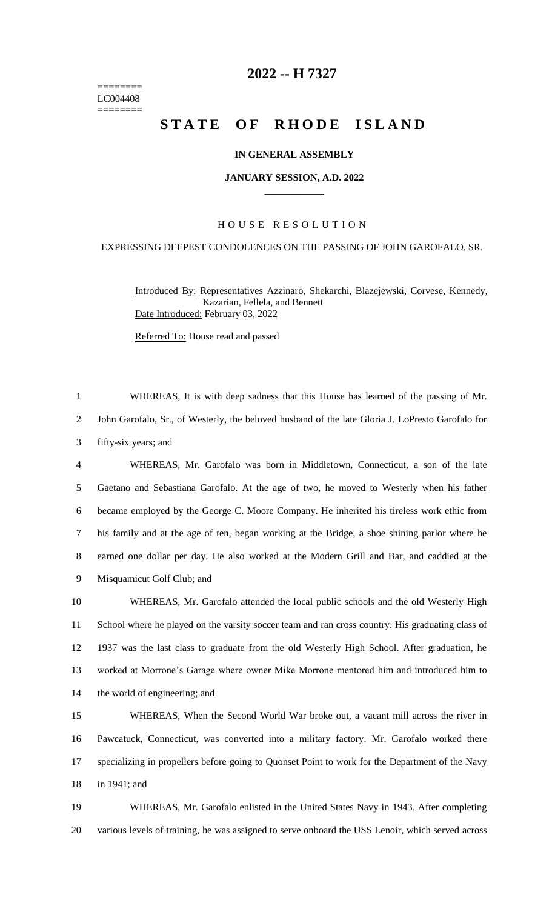========
LC004408
========

# 2022 -- H 7327

# STATE OF RHODE ISLAND

### IN GENERAL ASSEMBLY

### JANUARY SESSION, A.D. 2022

## HOUSE RESOLUTION

### EXPRESSING DEEPEST CONDOLENCES ON THE PASSING OF JOHN GAROFALO, SR.

Introduced By: Representatives Azzinaro, Shekarchi, Blazejewski, Corvese, Kennedy, Kazarian, Fellela, and Bennett

Date Introduced: February 03, 2022

Referred To: House read and passed

WHEREAS, It is with deep sadness that this House has learned of the passing of Mr. John Garofalo, Sr., of Westerly, the beloved husband of the late Gloria J. LoPresto Garofalo for fifty-six years; and

WHEREAS, Mr. Garofalo was born in Middletown, Connecticut, a son of the late Gaetano and Sebastiana Garofalo. At the age of two, he moved to Westerly when his father became employed by the George C. Moore Company. He inherited his tireless work ethic from his family and at the age of ten, began working at the Bridge, a shoe shining parlor where he earned one dollar per day. He also worked at the Modern Grill and Bar, and caddied at the Misquamicut Golf Club; and

WHEREAS, Mr. Garofalo attended the local public schools and the old Westerly High School where he played on the varsity soccer team and ran cross country. His graduating class of 1937 was the last class to graduate from the old Westerly High School. After graduation, he worked at Morrone's Garage where owner Mike Morrone mentored him and introduced him to the world of engineering; and

WHEREAS, When the Second World War broke out, a vacant mill across the river in Pawcatuck, Connecticut, was converted into a military factory. Mr. Garofalo worked there specializing in propellers before going to Quonset Point to work for the Department of the Navy in 1941; and

WHEREAS, Mr. Garofalo enlisted in the United States Navy in 1943. After completing various levels of training, he was assigned to serve onboard the USS Lenoir, which served across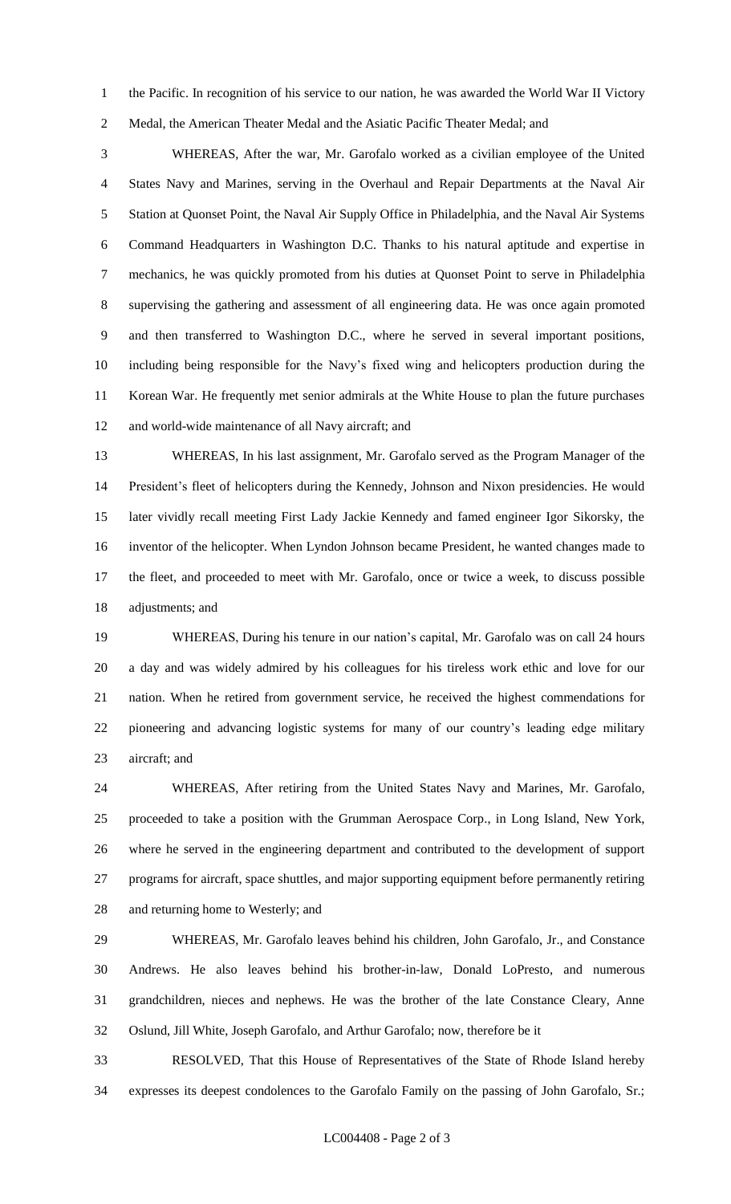the Pacific. In recognition of his service to our nation, he was awarded the World War II Victory Medal, the American Theater Medal and the Asiatic Pacific Theater Medal; and

WHEREAS, After the war, Mr. Garofalo worked as a civilian employee of the United States Navy and Marines, serving in the Overhaul and Repair Departments at the Naval Air Station at Quonset Point, the Naval Air Supply Office in Philadelphia, and the Naval Air Systems Command Headquarters in Washington D.C. Thanks to his natural aptitude and expertise in mechanics, he was quickly promoted from his duties at Quonset Point to serve in Philadelphia supervising the gathering and assessment of all engineering data. He was once again promoted and then transferred to Washington D.C., where he served in several important positions, including being responsible for the Navy's fixed wing and helicopters production during the Korean War. He frequently met senior admirals at the White House to plan the future purchases and world-wide maintenance of all Navy aircraft; and

WHEREAS, In his last assignment, Mr. Garofalo served as the Program Manager of the President's fleet of helicopters during the Kennedy, Johnson and Nixon presidencies. He would later vividly recall meeting First Lady Jackie Kennedy and famed engineer Igor Sikorsky, the inventor of the helicopter. When Lyndon Johnson became President, he wanted changes made to the fleet, and proceeded to meet with Mr. Garofalo, once or twice a week, to discuss possible adjustments; and

WHEREAS, During his tenure in our nation's capital, Mr. Garofalo was on call 24 hours a day and was widely admired by his colleagues for his tireless work ethic and love for our nation. When he retired from government service, he received the highest commendations for pioneering and advancing logistic systems for many of our country's leading edge military aircraft; and

WHEREAS, After retiring from the United States Navy and Marines, Mr. Garofalo, proceeded to take a position with the Grumman Aerospace Corp., in Long Island, New York, where he served in the engineering department and contributed to the development of support programs for aircraft, space shuttles, and major supporting equipment before permanently retiring and returning home to Westerly; and

WHEREAS, Mr. Garofalo leaves behind his children, John Garofalo, Jr., and Constance Andrews. He also leaves behind his brother-in-law, Donald LoPresto, and numerous grandchildren, nieces and nephews. He was the brother of the late Constance Cleary, Anne Oslund, Jill White, Joseph Garofalo, and Arthur Garofalo; now, therefore be it

RESOLVED, That this House of Representatives of the State of Rhode Island hereby expresses its deepest condolences to the Garofalo Family on the passing of John Garofalo, Sr.;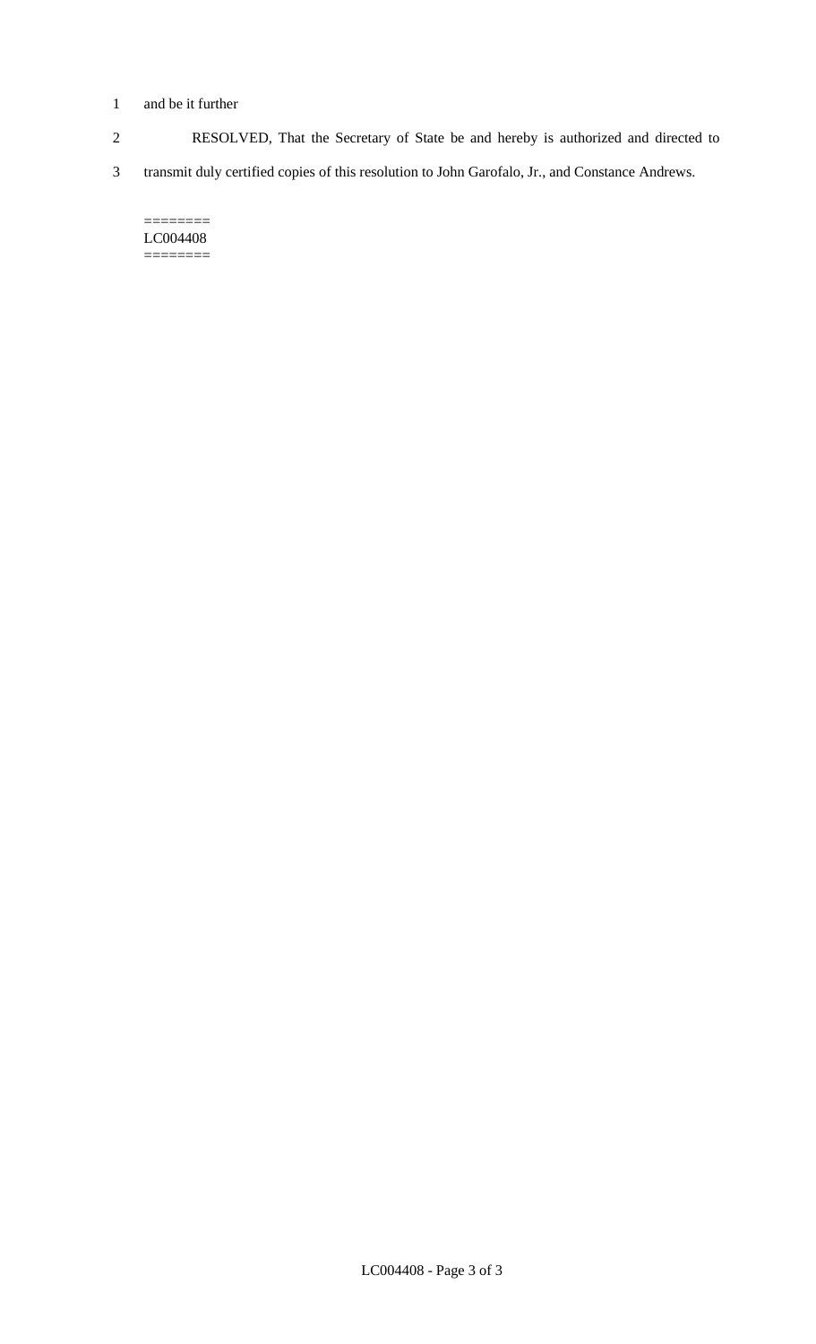and be it further

RESOLVED, That the Secretary of State be and hereby is authorized and directed to transmit duly certified copies of this resolution to John Garofalo, Jr., and Constance Andrews.

========
LC004408
========